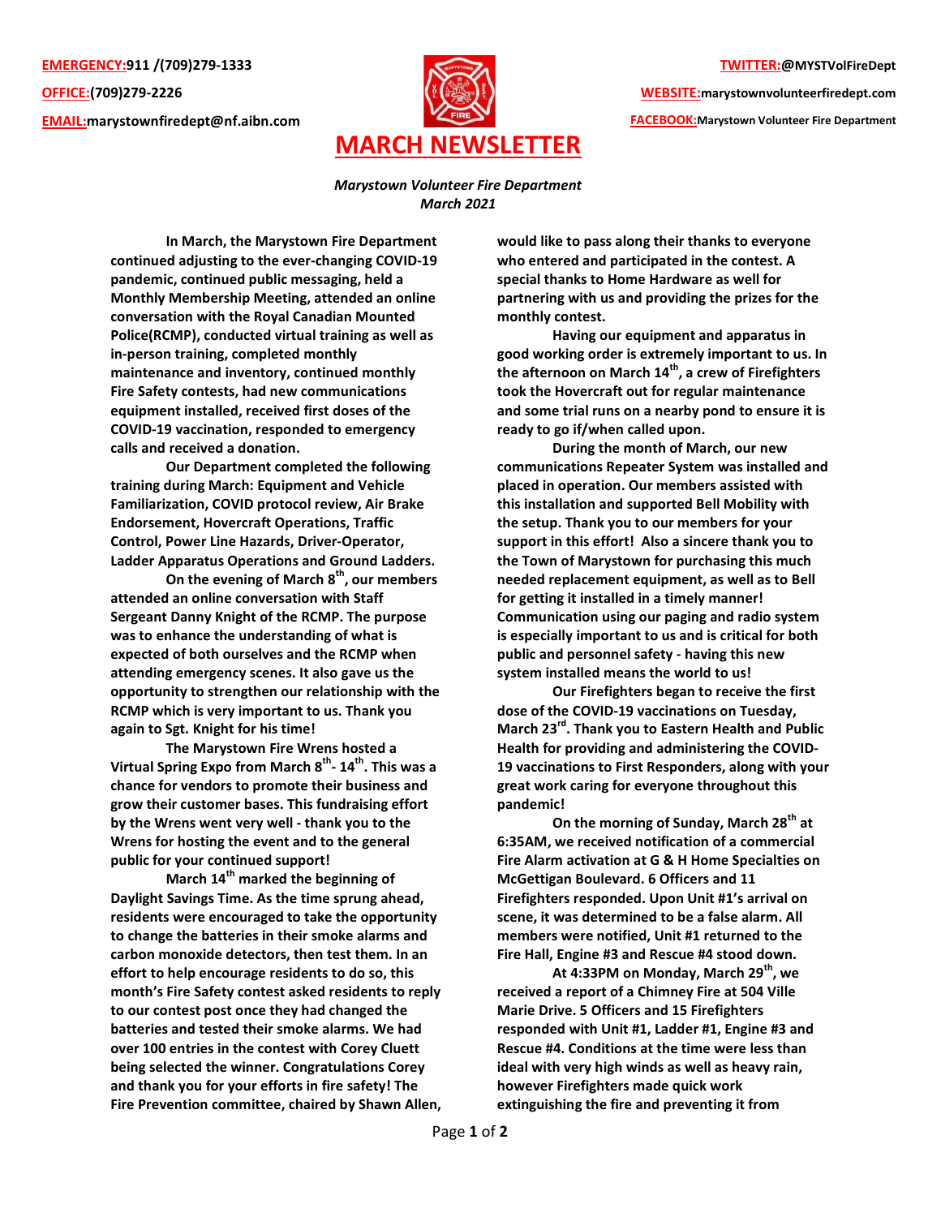**EMERGENCY:**911 /(709)279-1333

**OFFICE:**(709)279-2226

**EMAIL:**marystownfiredept@nf.aibn.com

**TWITTER:**@MYSTVolFireDept

**WEBSITE:**marystownvolunteerfiredept.com

**FACEBOOK:**Marystown Volunteer Fire Department

# MARCH NEWSLETTER

*Marystown Volunteer Fire Department*
*March 2021*

**In March, the Marystown Fire Department continued adjusting to the ever-changing COVID-19 pandemic, continued public messaging, held a Monthly Membership Meeting, attended an online conversation with the Royal Canadian Mounted Police(RCMP), conducted virtual training as well as in-person training, completed monthly maintenance and inventory, continued monthly Fire Safety contests, had new communications equipment installed, received first doses of the COVID-19 vaccination, responded to emergency calls and received a donation.**

**Our Department completed the following training during March: Equipment and Vehicle Familiarization, COVID protocol review, Air Brake Endorsement, Hovercraft Operations, Traffic Control, Power Line Hazards, Driver-Operator, Ladder Apparatus Operations and Ground Ladders.**

**On the evening of March 8th, our members attended an online conversation with Staff Sergeant Danny Knight of the RCMP. The purpose was to enhance the understanding of what is expected of both ourselves and the RCMP when attending emergency scenes. It also gave us the opportunity to strengthen our relationship with the RCMP which is very important to us. Thank you again to Sgt. Knight for his time!**

**The Marystown Fire Wrens hosted a Virtual Spring Expo from March 8th- 14th. This was a chance for vendors to promote their business and grow their customer bases. This fundraising effort by the Wrens went very well - thank you to the Wrens for hosting the event and to the general public for your continued support!**

**March 14th marked the beginning of Daylight Savings Time. As the time sprung ahead, residents were encouraged to take the opportunity to change the batteries in their smoke alarms and carbon monoxide detectors, then test them. In an effort to help encourage residents to do so, this month's Fire Safety contest asked residents to reply to our contest post once they had changed the batteries and tested their smoke alarms. We had over 100 entries in the contest with Corey Cluett being selected the winner. Congratulations Corey and thank you for your efforts in fire safety! The Fire Prevention committee, chaired by Shawn Allen, would like to pass along their thanks to everyone who entered and participated in the contest. A special thanks to Home Hardware as well for partnering with us and providing the prizes for the monthly contest.**

**Having our equipment and apparatus in good working order is extremely important to us. In the afternoon on March 14th, a crew of Firefighters took the Hovercraft out for regular maintenance and some trial runs on a nearby pond to ensure it is ready to go if/when called upon.**

**During the month of March, our new communications Repeater System was installed and placed in operation. Our members assisted with this installation and supported Bell Mobility with the setup. Thank you to our members for your support in this effort! Also a sincere thank you to the Town of Marystown for purchasing this much needed replacement equipment, as well as to Bell for getting it installed in a timely manner! Communication using our paging and radio system is especially important to us and is critical for both public and personnel safety - having this new system installed means the world to us!**

**Our Firefighters began to receive the first dose of the COVID-19 vaccinations on Tuesday, March 23rd. Thank you to Eastern Health and Public Health for providing and administering the COVID-19 vaccinations to First Responders, along with your great work caring for everyone throughout this pandemic!**

**On the morning of Sunday, March 28th at 6:35AM, we received notification of a commercial Fire Alarm activation at G & H Home Specialties on McGettigan Boulevard. 6 Officers and 11 Firefighters responded. Upon Unit #1's arrival on scene, it was determined to be a false alarm. All members were notified, Unit #1 returned to the Fire Hall, Engine #3 and Rescue #4 stood down.**

**At 4:33PM on Monday, March 29th, we received a report of a Chimney Fire at 504 Ville Marie Drive. 5 Officers and 15 Firefighters responded with Unit #1, Ladder #1, Engine #3 and Rescue #4. Conditions at the time were less than ideal with very high winds as well as heavy rain, however Firefighters made quick work extinguishing the fire and preventing it from**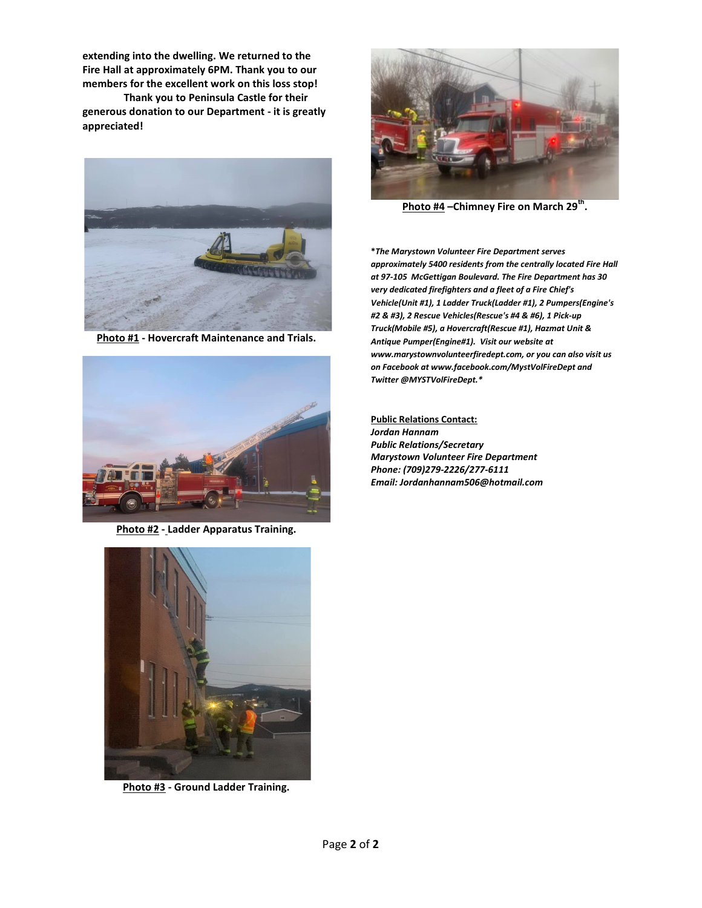**extending into the dwelling. We returned to the Fire Hall at approximately 6PM. Thank you to our members for the excellent work on this loss stop!**

**Thank you to Peninsula Castle for their generous donation to our Department - it is greatly appreciated!**

**Photo #1 - Hovercraft Maintenance and Trials.**

**Photo #2 - Ladder Apparatus Training.**

**Photo #3 - Ground Ladder Training.**

**Photo #4 –Chimney Fire on March 29th.**

***The Marystown Volunteer Fire Department serves approximately 5400 residents from the centrally located Fire Hall at 97-105 McGettigan Boulevard. The Fire Department has 30 very dedicated firefighters and a fleet of a Fire Chief's Vehicle(Unit #1), 1 Ladder Truck(Ladder #1), 2 Pumpers(Engine's #2 & #3), 2 Rescue Vehicles(Rescue's #4 & #6), 1 Pick-up Truck(Mobile #5), a Hovercraft(Rescue #1), Hazmat Unit & Antique Pumper(Engine#1). Visit our website at www.marystownvolunteerfiredept.com, or you can also visit us on Facebook at www.facebook.com/MystVolFireDept and Twitter @MYSTVolFireDept.***

**Public Relations Contact:**
***Jordan Hannam***
***Public Relations/Secretary***
***Marystown Volunteer Fire Department***
***Phone: (709)279-2226/277-6111***
***Email: Jordanhannam506@hotmail.com***